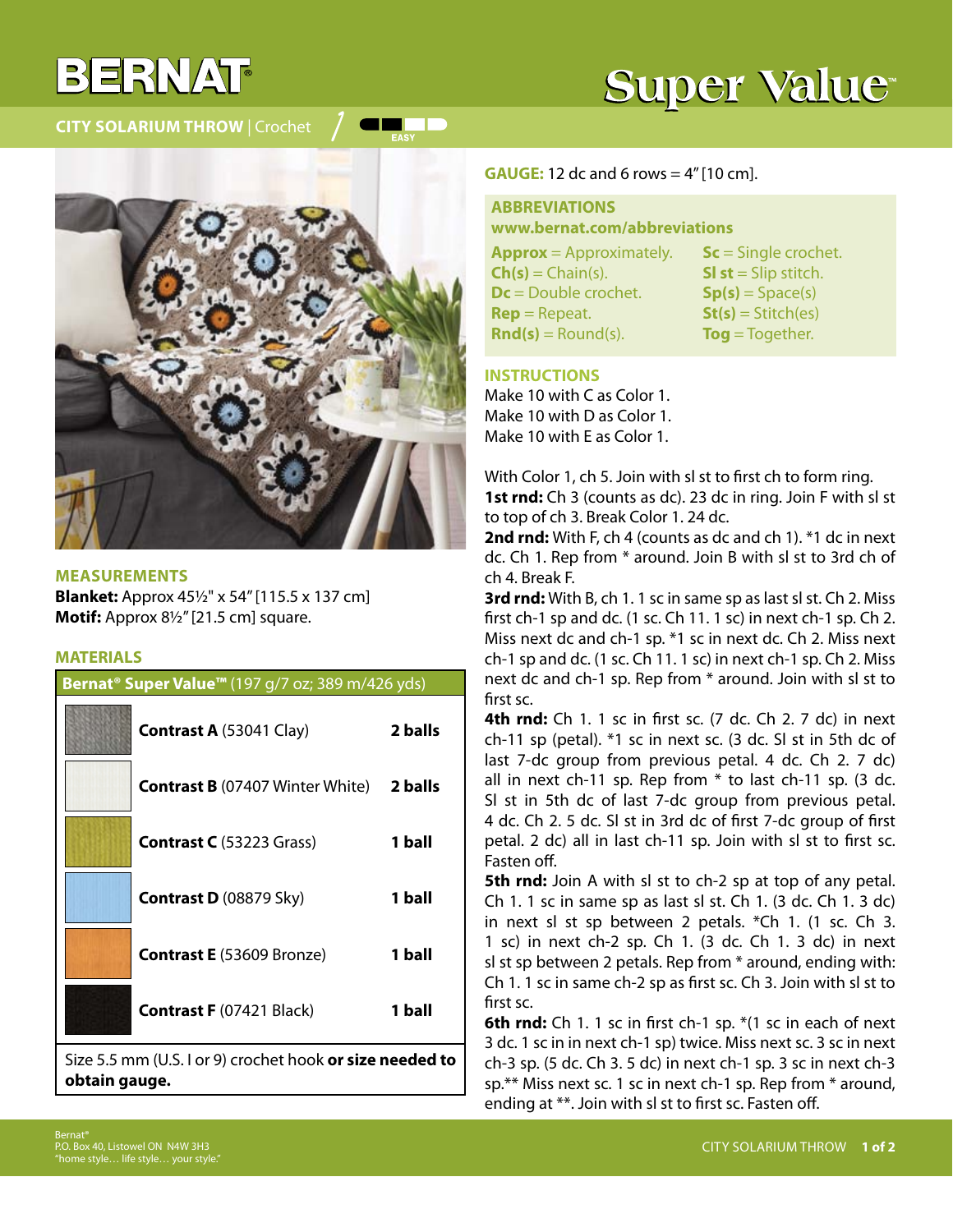# BERNAT®

# Super Value™

## CITY SOLARIUM THROW | Crochet

EASY

### MEASUREMENTS

**Blanket:** Approx 45½" x 54" [115.5 x 137 cm]
**Motif:** Approx 8½" [21.5 cm] square.

### MATERIALS

| **Bernat® Super Value™** (197 g/7 oz; 389 m/426 yds) | |
|---|---|
| **Contrast A** (53041 Clay) | **2 balls** |
| **Contrast B** (07407 Winter White) | **2 balls** |
| **Contrast C** (53223 Grass) | **1 ball** |
| **Contrast D** (08879 Sky) | **1 ball** |
| **Contrast E** (53609 Bronze) | **1 ball** |
| **Contrast F** (07421 Black) | **1 ball** |

Size 5.5 mm (U.S. I or 9) crochet hook **or size needed to obtain gauge.**

**GAUGE:** 12 dc and 6 rows = 4" [10 cm].

### ABBREVIATIONS

**www.bernat.com/abbreviations**

**Approx** = Approximately.
**Ch(s)** = Chain(s).
**Dc** = Double crochet.
**Rep** = Repeat.
**Rnd(s)** = Round(s).
**Sc** = Single crochet.
**Sl st** = Slip stitch.
**Sp(s)** = Space(s)
**St(s)** = Stitch(es)
**Tog** = Together.

### INSTRUCTIONS

Make 10 with C as Color 1.
Make 10 with D as Color 1.
Make 10 with E as Color 1.

With Color 1, ch 5. Join with sl st to first ch to form ring.

**1st rnd:** Ch 3 (counts as dc). 23 dc in ring. Join F with sl st to top of ch 3. Break Color 1. 24 dc.

**2nd rnd:** With F, ch 4 (counts as dc and ch 1). *1 dc in next dc. Ch 1. Rep from * around. Join B with sl st to 3rd ch of ch 4. Break F.

**3rd rnd:** With B, ch 1. 1 sc in same sp as last sl st. Ch 2. Miss first ch-1 sp and dc. (1 sc. Ch 11. 1 sc) in next ch-1 sp. Ch 2. Miss next dc and ch-1 sp. *1 sc in next dc. Ch 2. Miss next ch-1 sp and dc. (1 sc. Ch 11. 1 sc) in next ch-1 sp. Ch 2. Miss next dc and ch-1 sp. Rep from * around. Join with sl st to first sc.

**4th rnd:** Ch 1. 1 sc in first sc. (7 dc. Ch 2. 7 dc) in next ch-11 sp (petal). *1 sc in next sc. (3 dc. Sl st in 5th dc of last 7-dc group from previous petal. 4 dc. Ch 2. 7 dc) all in next ch-11 sp. Rep from * to last ch-11 sp. (3 dc. Sl st in 5th dc of last 7-dc group from previous petal. 4 dc. Ch 2. 5 dc. Sl st in 3rd dc of first 7-dc group of first petal. 2 dc) all in last ch-11 sp. Join with sl st to first sc. Fasten off.

**5th rnd:** Join A with sl st to ch-2 sp at top of any petal. Ch 1. 1 sc in same sp as last sl st. Ch 1. (3 dc. Ch 1. 3 dc) in next sl st sp between 2 petals. *Ch 1. (1 sc. Ch 3. 1 sc) in next ch-2 sp. Ch 1. (3 dc. Ch 1. 3 dc) in next sl st sp between 2 petals. Rep from * around, ending with: Ch 1. 1 sc in same ch-2 sp as first sc. Ch 3. Join with sl st to first sc.

**6th rnd:** Ch 1. 1 sc in first ch-1 sp. *(1 sc in each of next 3 dc. 1 sc in in next ch-1 sp) twice. Miss next sc. 3 sc in next ch-3 sp. (5 dc. Ch 3. 5 dc) in next ch-1 sp. 3 sc in next ch-3 sp.** Miss next sc. 1 sc in next ch-1 sp. Rep from * around, ending at **. Join with sl st to first sc. Fasten off.

Bernat®
P.O. Box 40, Listowel ON N4W 3H3
"home style… life style… your style."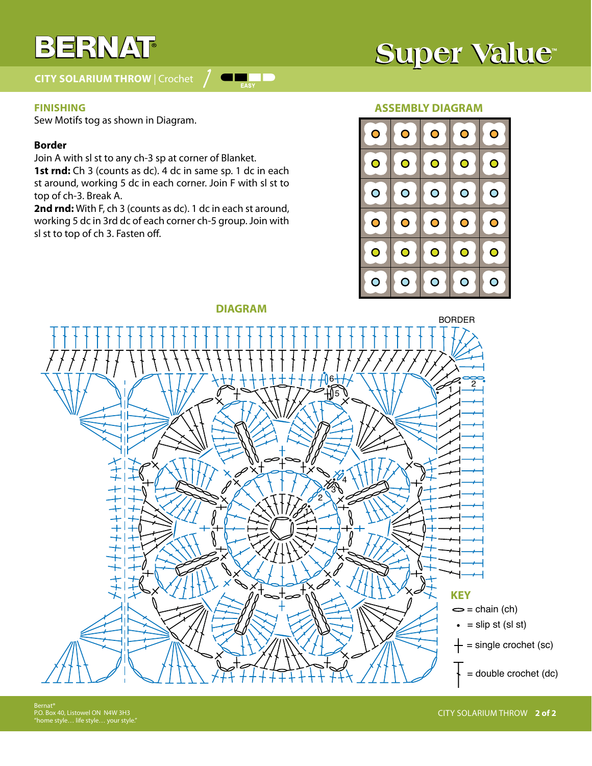BERNAT

CITY SOLARIUM THROW | Crochet

EASY

Super Value

## FINISHING

Sew Motifs tog as shown in Diagram.

### Border

Join A with sl st to any ch-3 sp at corner of Blanket.

**1st rnd:** Ch 3 (counts as dc). 4 dc in same sp. 1 dc in each st around, working 5 dc in each corner. Join F with sl st to top of ch-3. Break A.

**2nd rnd:** With F, ch 3 (counts as dc). 1 dc in each st around, working 5 dc in 3rd dc of each corner ch-5 group. Join with sl st to top of ch 3. Fasten off.

## ASSEMBLY DIAGRAM

## DIAGRAM

BORDER

1

2

3

4

5

6

### KEY

= chain (ch)

= slip st (sl st)

= single crochet (sc)

= double crochet (dc)

Bernat®
P.O. Box 40, Listowel ON N4W 3H3
"home style… life style… your style."